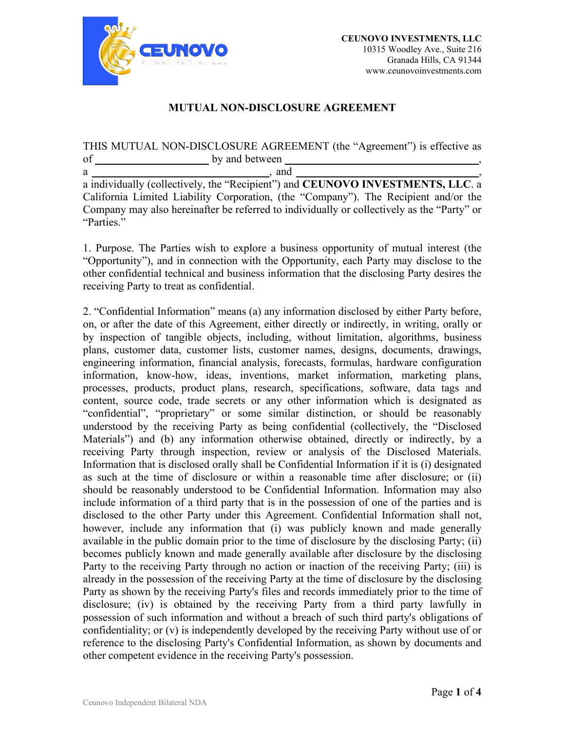CEUNOVO INVESTMENTS, LLC
10315 Woodley Ave., Suite 216
Granada Hills, CA 91344
www.ceunovoinvestments.com

# MUTUAL NON-DISCLOSURE AGREEMENT

THIS MUTUAL NON-DISCLOSURE AGREEMENT (the "Agreement") is effective as of ____________________ by and between ____________________________________, a ________________________________, and ____________________________________, a individually (collectively, the "Recipient") and **CEUNOVO INVESTMENTS, LLC**. a California Limited Liability Corporation, (the "Company"). The Recipient and/or the Company may also hereinafter be referred to individually or collectively as the "Party" or "Parties."

1. Purpose. The Parties wish to explore a business opportunity of mutual interest (the "Opportunity"), and in connection with the Opportunity, each Party may disclose to the other confidential technical and business information that the disclosing Party desires the receiving Party to treat as confidential.

2. "Confidential Information" means (a) any information disclosed by either Party before, on, or after the date of this Agreement, either directly or indirectly, in writing, orally or by inspection of tangible objects, including, without limitation, algorithms, business plans, customer data, customer lists, customer names, designs, documents, drawings, engineering information, financial analysis, forecasts, formulas, hardware configuration information, know-how, ideas, inventions, market information, marketing plans, processes, products, product plans, research, specifications, software, data tags and content, source code, trade secrets or any other information which is designated as "confidential", "proprietary" or some similar distinction, or should be reasonably understood by the receiving Party as being confidential (collectively, the "Disclosed Materials") and (b) any information otherwise obtained, directly or indirectly, by a receiving Party through inspection, review or analysis of the Disclosed Materials. Information that is disclosed orally shall be Confidential Information if it is (i) designated as such at the time of disclosure or within a reasonable time after disclosure; or (ii) should be reasonably understood to be Confidential Information. Information may also include information of a third party that is in the possession of one of the parties and is disclosed to the other Party under this Agreement. Confidential Information shall not, however, include any information that (i) was publicly known and made generally available in the public domain prior to the time of disclosure by the disclosing Party; (ii) becomes publicly known and made generally available after disclosure by the disclosing Party to the receiving Party through no action or inaction of the receiving Party; (iii) is already in the possession of the receiving Party at the time of disclosure by the disclosing Party as shown by the receiving Party's files and records immediately prior to the time of disclosure; (iv) is obtained by the receiving Party from a third party lawfully in possession of such information and without a breach of such third party's obligations of confidentiality; or (v) is independently developed by the receiving Party without use of or reference to the disclosing Party's Confidential Information, as shown by documents and other competent evidence in the receiving Party's possession.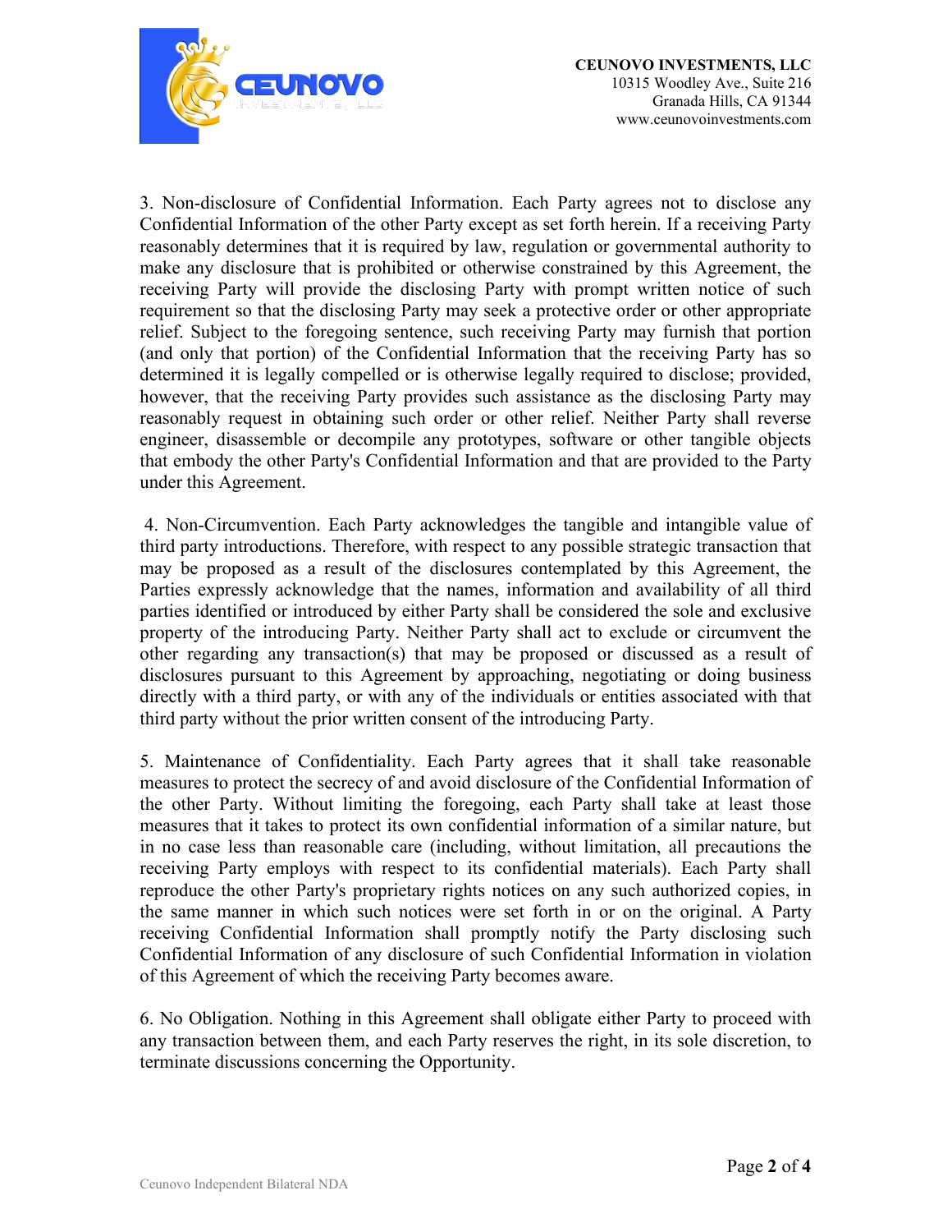3. Non-disclosure of Confidential Information. Each Party agrees not to disclose any Confidential Information of the other Party except as set forth herein. If a receiving Party reasonably determines that it is required by law, regulation or governmental authority to make any disclosure that is prohibited or otherwise constrained by this Agreement, the receiving Party will provide the disclosing Party with prompt written notice of such requirement so that the disclosing Party may seek a protective order or other appropriate relief. Subject to the foregoing sentence, such receiving Party may furnish that portion (and only that portion) of the Confidential Information that the receiving Party has so determined it is legally compelled or is otherwise legally required to disclose; provided, however, that the receiving Party provides such assistance as the disclosing Party may reasonably request in obtaining such order or other relief. Neither Party shall reverse engineer, disassemble or decompile any prototypes, software or other tangible objects that embody the other Party's Confidential Information and that are provided to the Party under this Agreement.

4. Non-Circumvention. Each Party acknowledges the tangible and intangible value of third party introductions. Therefore, with respect to any possible strategic transaction that may be proposed as a result of the disclosures contemplated by this Agreement, the Parties expressly acknowledge that the names, information and availability of all third parties identified or introduced by either Party shall be considered the sole and exclusive property of the introducing Party. Neither Party shall act to exclude or circumvent the other regarding any transaction(s) that may be proposed or discussed as a result of disclosures pursuant to this Agreement by approaching, negotiating or doing business directly with a third party, or with any of the individuals or entities associated with that third party without the prior written consent of the introducing Party.

5. Maintenance of Confidentiality. Each Party agrees that it shall take reasonable measures to protect the secrecy of and avoid disclosure of the Confidential Information of the other Party. Without limiting the foregoing, each Party shall take at least those measures that it takes to protect its own confidential information of a similar nature, but in no case less than reasonable care (including, without limitation, all precautions the receiving Party employs with respect to its confidential materials). Each Party shall reproduce the other Party's proprietary rights notices on any such authorized copies, in the same manner in which such notices were set forth in or on the original. A Party receiving Confidential Information shall promptly notify the Party disclosing such Confidential Information of any disclosure of such Confidential Information in violation of this Agreement of which the receiving Party becomes aware.

6. No Obligation. Nothing in this Agreement shall obligate either Party to proceed with any transaction between them, and each Party reserves the right, in its sole discretion, to terminate discussions concerning the Opportunity.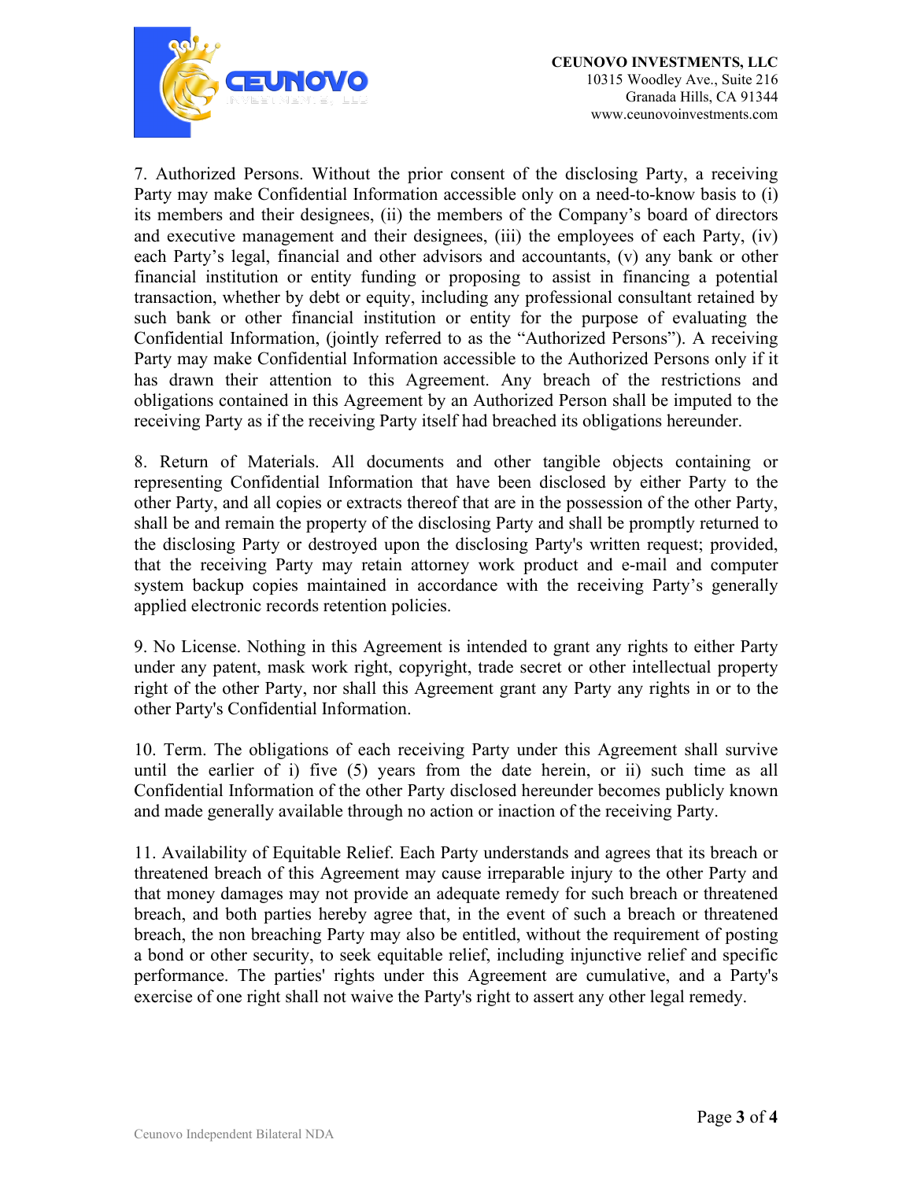7. Authorized Persons. Without the prior consent of the disclosing Party, a receiving Party may make Confidential Information accessible only on a need-to-know basis to (i) its members and their designees, (ii) the members of the Company's board of directors and executive management and their designees, (iii) the employees of each Party, (iv) each Party's legal, financial and other advisors and accountants, (v) any bank or other financial institution or entity funding or proposing to assist in financing a potential transaction, whether by debt or equity, including any professional consultant retained by such bank or other financial institution or entity for the purpose of evaluating the Confidential Information, (jointly referred to as the "Authorized Persons"). A receiving Party may make Confidential Information accessible to the Authorized Persons only if it has drawn their attention to this Agreement. Any breach of the restrictions and obligations contained in this Agreement by an Authorized Person shall be imputed to the receiving Party as if the receiving Party itself had breached its obligations hereunder.

8. Return of Materials. All documents and other tangible objects containing or representing Confidential Information that have been disclosed by either Party to the other Party, and all copies or extracts thereof that are in the possession of the other Party, shall be and remain the property of the disclosing Party and shall be promptly returned to the disclosing Party or destroyed upon the disclosing Party's written request; provided, that the receiving Party may retain attorney work product and e-mail and computer system backup copies maintained in accordance with the receiving Party's generally applied electronic records retention policies.

9. No License. Nothing in this Agreement is intended to grant any rights to either Party under any patent, mask work right, copyright, trade secret or other intellectual property right of the other Party, nor shall this Agreement grant any Party any rights in or to the other Party's Confidential Information.

10. Term. The obligations of each receiving Party under this Agreement shall survive until the earlier of i) five (5) years from the date herein, or ii) such time as all Confidential Information of the other Party disclosed hereunder becomes publicly known and made generally available through no action or inaction of the receiving Party.

11. Availability of Equitable Relief. Each Party understands and agrees that its breach or threatened breach of this Agreement may cause irreparable injury to the other Party and that money damages may not provide an adequate remedy for such breach or threatened breach, and both parties hereby agree that, in the event of such a breach or threatened breach, the non breaching Party may also be entitled, without the requirement of posting a bond or other security, to seek equitable relief, including injunctive relief and specific performance. The parties' rights under this Agreement are cumulative, and a Party's exercise of one right shall not waive the Party's right to assert any other legal remedy.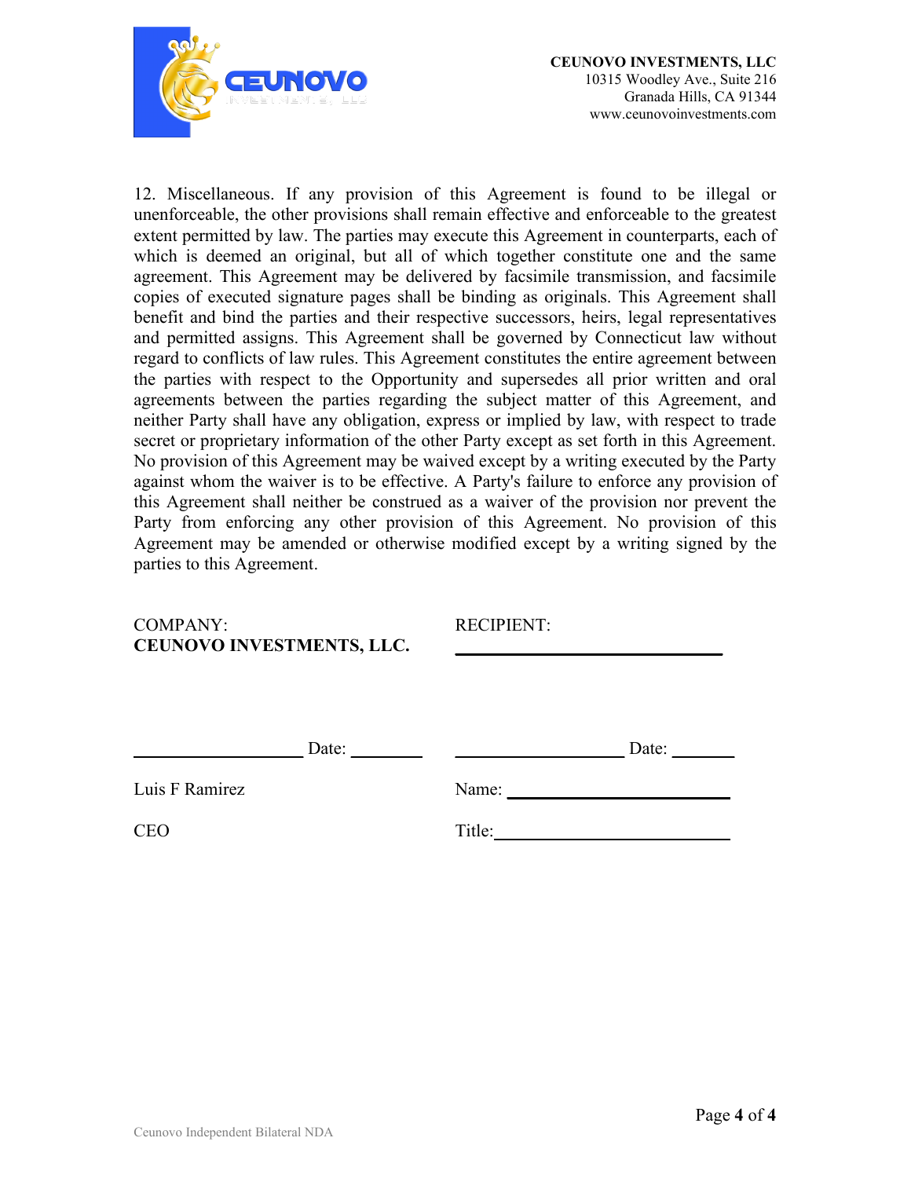12. Miscellaneous. If any provision of this Agreement is found to be illegal or unenforceable, the other provisions shall remain effective and enforceable to the greatest extent permitted by law. The parties may execute this Agreement in counterparts, each of which is deemed an original, but all of which together constitute one and the same agreement. This Agreement may be delivered by facsimile transmission, and facsimile copies of executed signature pages shall be binding as originals. This Agreement shall benefit and bind the parties and their respective successors, heirs, legal representatives and permitted assigns. This Agreement shall be governed by Connecticut law without regard to conflicts of law rules. This Agreement constitutes the entire agreement between the parties with respect to the Opportunity and supersedes all prior written and oral agreements between the parties regarding the subject matter of this Agreement, and neither Party shall have any obligation, express or implied by law, with respect to trade secret or proprietary information of the other Party except as set forth in this Agreement. No provision of this Agreement may be waived except by a writing executed by the Party against whom the waiver is to be effective. A Party's failure to enforce any provision of this Agreement shall neither be construed as a waiver of the provision nor prevent the Party from enforcing any other provision of this Agreement. No provision of this Agreement may be amended or otherwise modified except by a writing signed by the parties to this Agreement.

| | |
|---|---|
| COMPANY:<br>**CEUNOVO INVESTMENTS, LLC.** | RECIPIENT:<br>______________________________ |
| __________________ Date: ________ | __________________ Date: _______ |
| Luis F Ramirez | Name: ________________________ |
| CEO | Title: ________________________ |